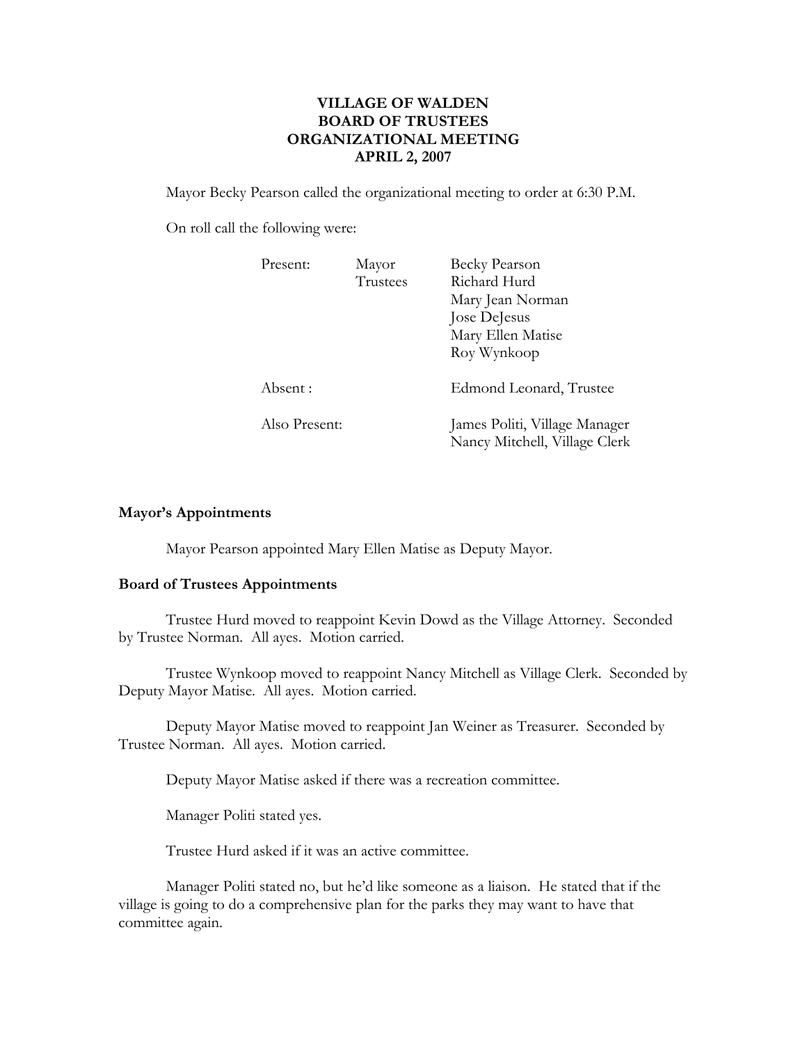**VILLAGE OF WALDEN**
**BOARD OF TRUSTEES**
**ORGANIZATIONAL MEETING**
**APRIL 2, 2007**

Mayor Becky Pearson called the organizational meeting to order at 6:30 P.M.

On roll call the following were:

| | | |
|---|---|---|
| Present: | Mayor | Becky Pearson |
| | Trustees | Richard Hurd |
| | | Mary Jean Norman |
| | | Jose DeJesus |
| | | Mary Ellen Matise |
| | | Roy Wynkoop |
| Absent : | | Edmond Leonard, Trustee |
| Also Present: | | James Politi, Village Manager |
| | | Nancy Mitchell, Village Clerk |

**Mayor's Appointments**

Mayor Pearson appointed Mary Ellen Matise as Deputy Mayor.

**Board of Trustees Appointments**

Trustee Hurd moved to reappoint Kevin Dowd as the Village Attorney. Seconded by Trustee Norman. All ayes. Motion carried.

Trustee Wynkoop moved to reappoint Nancy Mitchell as Village Clerk. Seconded by Deputy Mayor Matise. All ayes. Motion carried.

Deputy Mayor Matise moved to reappoint Jan Weiner as Treasurer. Seconded by Trustee Norman. All ayes. Motion carried.

Deputy Mayor Matise asked if there was a recreation committee.

Manager Politi stated yes.

Trustee Hurd asked if it was an active committee.

Manager Politi stated no, but he'd like someone as a liaison. He stated that if the village is going to do a comprehensive plan for the parks they may want to have that committee again.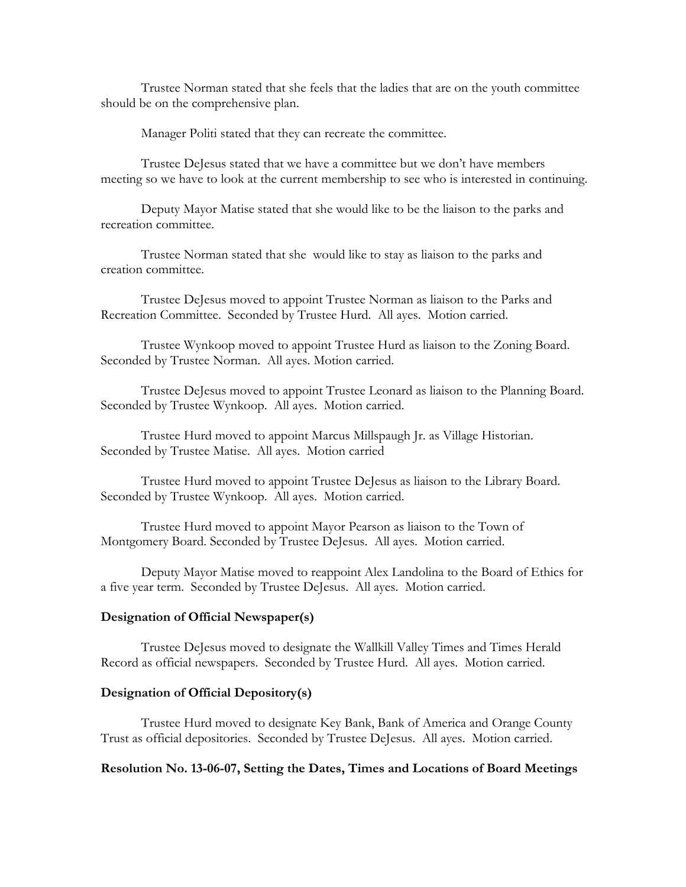Trustee Norman stated that she feels that the ladies that are on the youth committee should be on the comprehensive plan.

Manager Politi stated that they can recreate the committee.

Trustee DeJesus stated that we have a committee but we don't have members meeting so we have to look at the current membership to see who is interested in continuing.

Deputy Mayor Matise stated that she would like to be the liaison to the parks and recreation committee.

Trustee Norman stated that she would like to stay as liaison to the parks and creation committee.

Trustee DeJesus moved to appoint Trustee Norman as liaison to the Parks and Recreation Committee. Seconded by Trustee Hurd. All ayes. Motion carried.

Trustee Wynkoop moved to appoint Trustee Hurd as liaison to the Zoning Board. Seconded by Trustee Norman. All ayes. Motion carried.

Trustee DeJesus moved to appoint Trustee Leonard as liaison to the Planning Board. Seconded by Trustee Wynkoop. All ayes. Motion carried.

Trustee Hurd moved to appoint Marcus Millspaugh Jr. as Village Historian. Seconded by Trustee Matise. All ayes. Motion carried

Trustee Hurd moved to appoint Trustee DeJesus as liaison to the Library Board. Seconded by Trustee Wynkoop. All ayes. Motion carried.

Trustee Hurd moved to appoint Mayor Pearson as liaison to the Town of Montgomery Board. Seconded by Trustee DeJesus. All ayes. Motion carried.

Deputy Mayor Matise moved to reappoint Alex Landolina to the Board of Ethics for a five year term. Seconded by Trustee DeJesus. All ayes. Motion carried.

**Designation of Official Newspaper(s)**

Trustee DeJesus moved to designate the Wallkill Valley Times and Times Herald Record as official newspapers. Seconded by Trustee Hurd. All ayes. Motion carried.

**Designation of Official Depository(s)**

Trustee Hurd moved to designate Key Bank, Bank of America and Orange County Trust as official depositories. Seconded by Trustee DeJesus. All ayes. Motion carried.

**Resolution No. 13-06-07, Setting the Dates, Times and Locations of Board Meetings**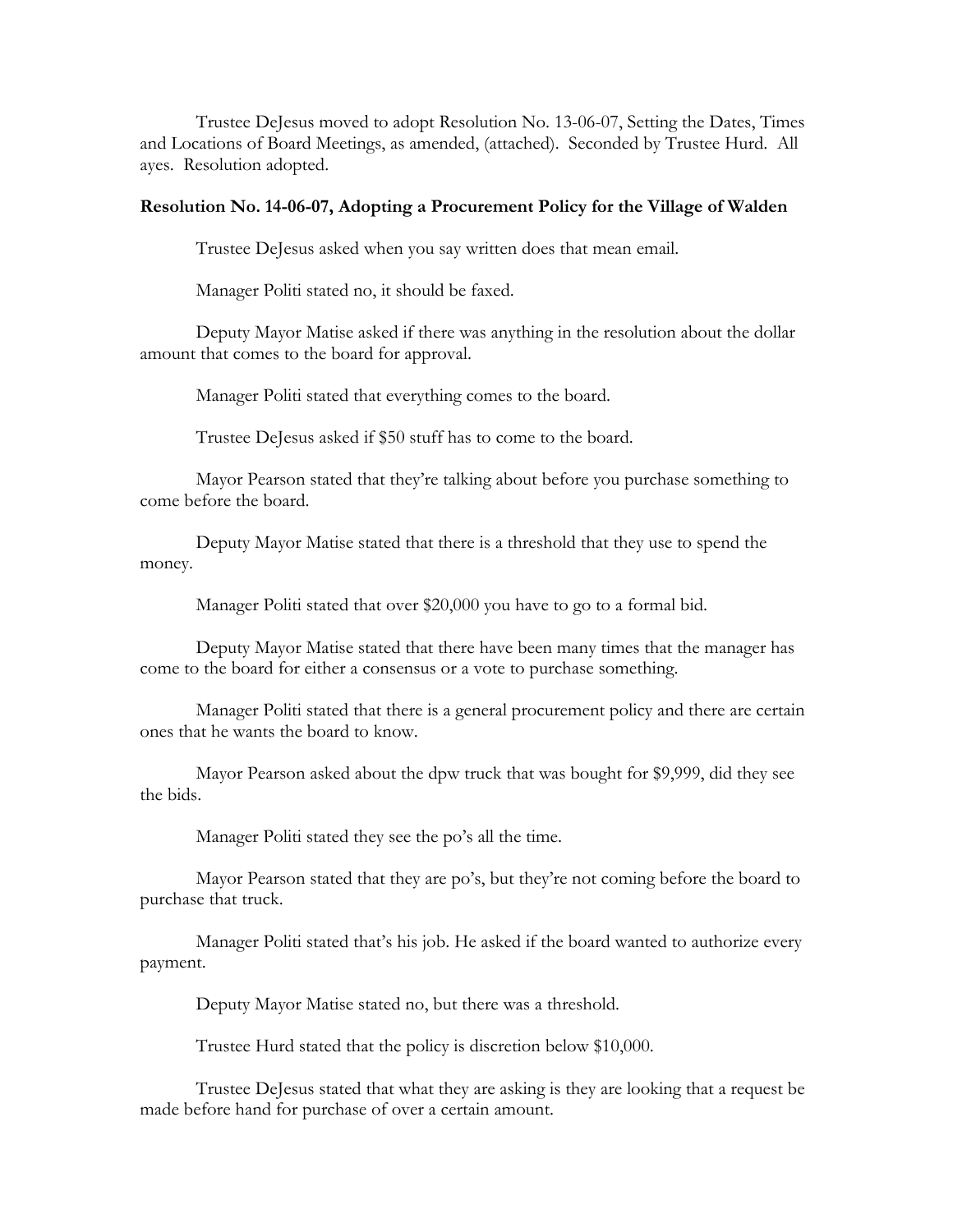Trustee DeJesus moved to adopt Resolution No. 13-06-07, Setting the Dates, Times and Locations of Board Meetings, as amended, (attached). Seconded by Trustee Hurd. All ayes. Resolution adopted.

**Resolution No. 14-06-07, Adopting a Procurement Policy for the Village of Walden**

Trustee DeJesus asked when you say written does that mean email.

Manager Politi stated no, it should be faxed.

Deputy Mayor Matise asked if there was anything in the resolution about the dollar amount that comes to the board for approval.

Manager Politi stated that everything comes to the board.

Trustee DeJesus asked if $50 stuff has to come to the board.

Mayor Pearson stated that they're talking about before you purchase something to come before the board.

Deputy Mayor Matise stated that there is a threshold that they use to spend the money.

Manager Politi stated that over $20,000 you have to go to a formal bid.

Deputy Mayor Matise stated that there have been many times that the manager has come to the board for either a consensus or a vote to purchase something.

Manager Politi stated that there is a general procurement policy and there are certain ones that he wants the board to know.

Mayor Pearson asked about the dpw truck that was bought for $9,999, did they see the bids.

Manager Politi stated they see the po's all the time.

Mayor Pearson stated that they are po's, but they're not coming before the board to purchase that truck.

Manager Politi stated that's his job. He asked if the board wanted to authorize every payment.

Deputy Mayor Matise stated no, but there was a threshold.

Trustee Hurd stated that the policy is discretion below $10,000.

Trustee DeJesus stated that what they are asking is they are looking that a request be made before hand for purchase of over a certain amount.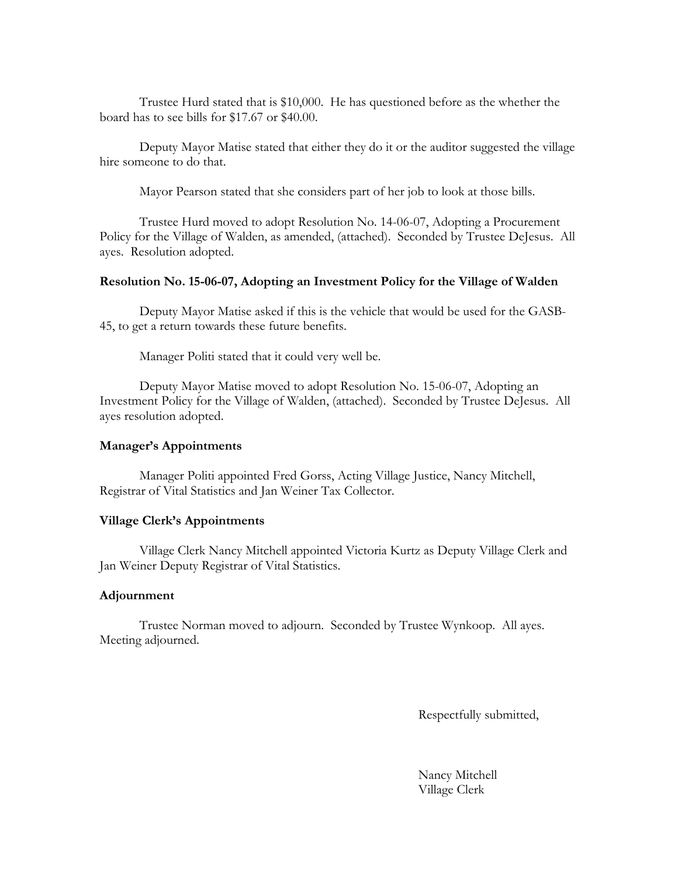Trustee Hurd stated that is $10,000. He has questioned before as the whether the board has to see bills for $17.67 or $40.00.

Deputy Mayor Matise stated that either they do it or the auditor suggested the village hire someone to do that.

Mayor Pearson stated that she considers part of her job to look at those bills.

Trustee Hurd moved to adopt Resolution No. 14-06-07, Adopting a Procurement Policy for the Village of Walden, as amended, (attached). Seconded by Trustee DeJesus. All ayes. Resolution adopted.

**Resolution No. 15-06-07, Adopting an Investment Policy for the Village of Walden**

Deputy Mayor Matise asked if this is the vehicle that would be used for the GASB-45, to get a return towards these future benefits.

Manager Politi stated that it could very well be.

Deputy Mayor Matise moved to adopt Resolution No. 15-06-07, Adopting an Investment Policy for the Village of Walden, (attached). Seconded by Trustee DeJesus. All ayes resolution adopted.

**Manager's Appointments**

Manager Politi appointed Fred Gorss, Acting Village Justice, Nancy Mitchell, Registrar of Vital Statistics and Jan Weiner Tax Collector.

**Village Clerk's Appointments**

Village Clerk Nancy Mitchell appointed Victoria Kurtz as Deputy Village Clerk and Jan Weiner Deputy Registrar of Vital Statistics.

**Adjournment**

Trustee Norman moved to adjourn. Seconded by Trustee Wynkoop. All ayes. Meeting adjourned.

Respectfully submitted,

Nancy Mitchell
Village Clerk